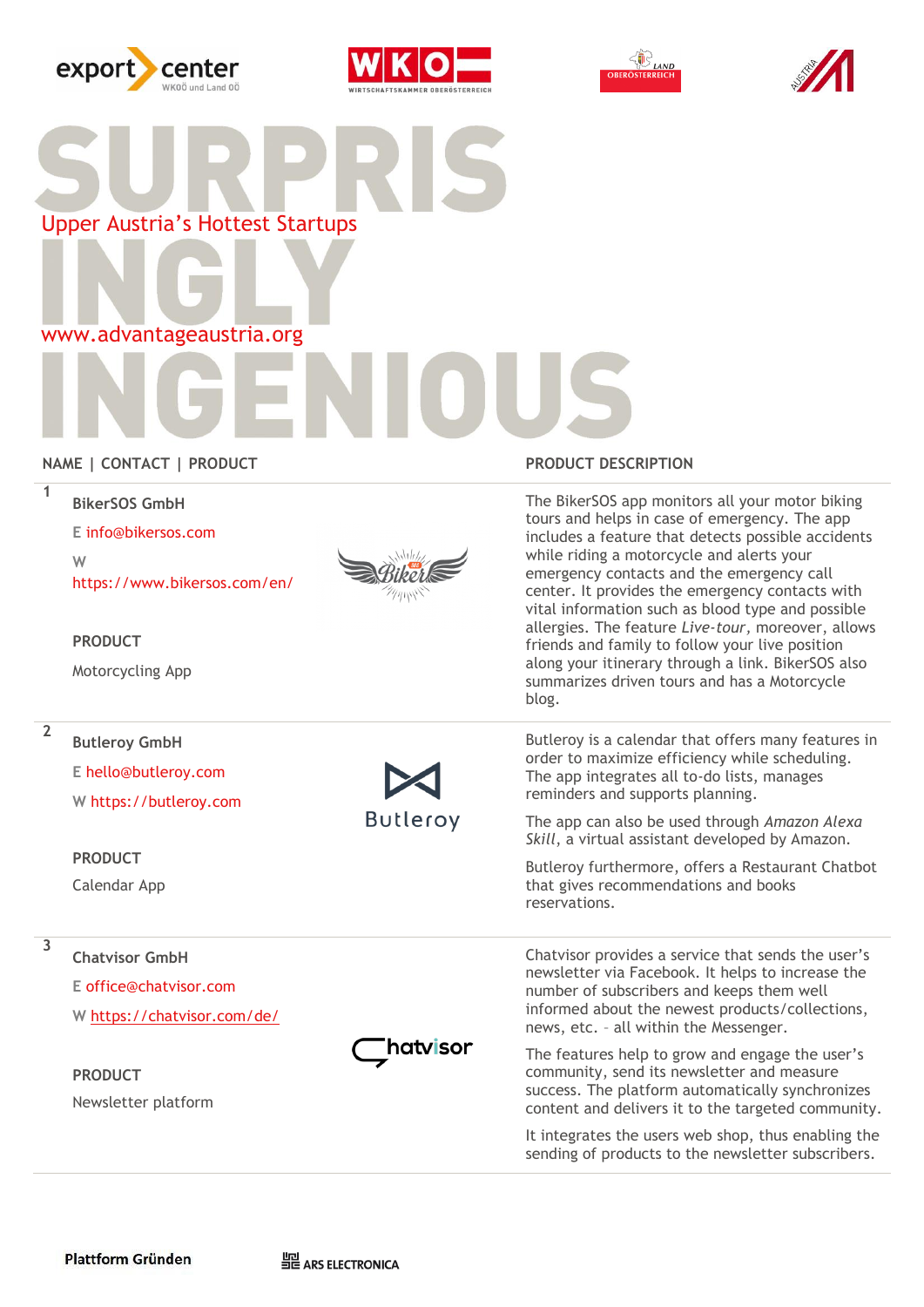# SURPRISINGLY INGENIOUS

## Upper Austria's Hottest Startups

www.advantageaustria.org

| NAME \| CONTACT \| PRODUCT | PRODUCT DESCRIPTION |
|---|---|
| **1** BikerSOS GmbH<br>E info@bikersos.com<br>W https://www.bikersos.com/en/<br>**PRODUCT**<br>Motorcycling App | The BikerSOS app monitors all your motor biking tours and helps in case of emergency. The app includes a feature that detects possible accidents while riding a motorcycle and alerts your emergency contacts and the emergency call center. It provides the emergency contacts with vital information such as blood type and possible allergies. The feature *Live-tour*, moreover, allows friends and family to follow your live position along your itinerary through a link. BikerSOS also summarizes driven tours and has a Motorcycle blog. |
| **2** Butleroy GmbH<br>E hello@butleroy.com<br>W https://butleroy.com<br>**PRODUCT**<br>Calendar App | Butleroy is a calendar that offers many features in order to maximize efficiency while scheduling. The app integrates all to-do lists, manages reminders and supports planning.<br>The app can also be used through *Amazon Alexa Skill*, a virtual assistant developed by Amazon.<br>Butleroy furthermore, offers a Restaurant Chatbot that gives recommendations and books reservations. |
| **3** Chatvisor GmbH<br>E office@chatvisor.com<br>W https://chatvisor.com/de/<br>**PRODUCT**<br>Newsletter platform | Chatvisor provides a service that sends the user's newsletter via Facebook. It helps to increase the number of subscribers and keeps them well informed about the newest products/collections, news, etc. – all within the Messenger.<br>The features help to grow and engage the user's community, send its newsletter and measure success. The platform automatically synchronizes content and delivers it to the targeted community.<br>It integrates the users web shop, thus enabling the sending of products to the newsletter subscribers. |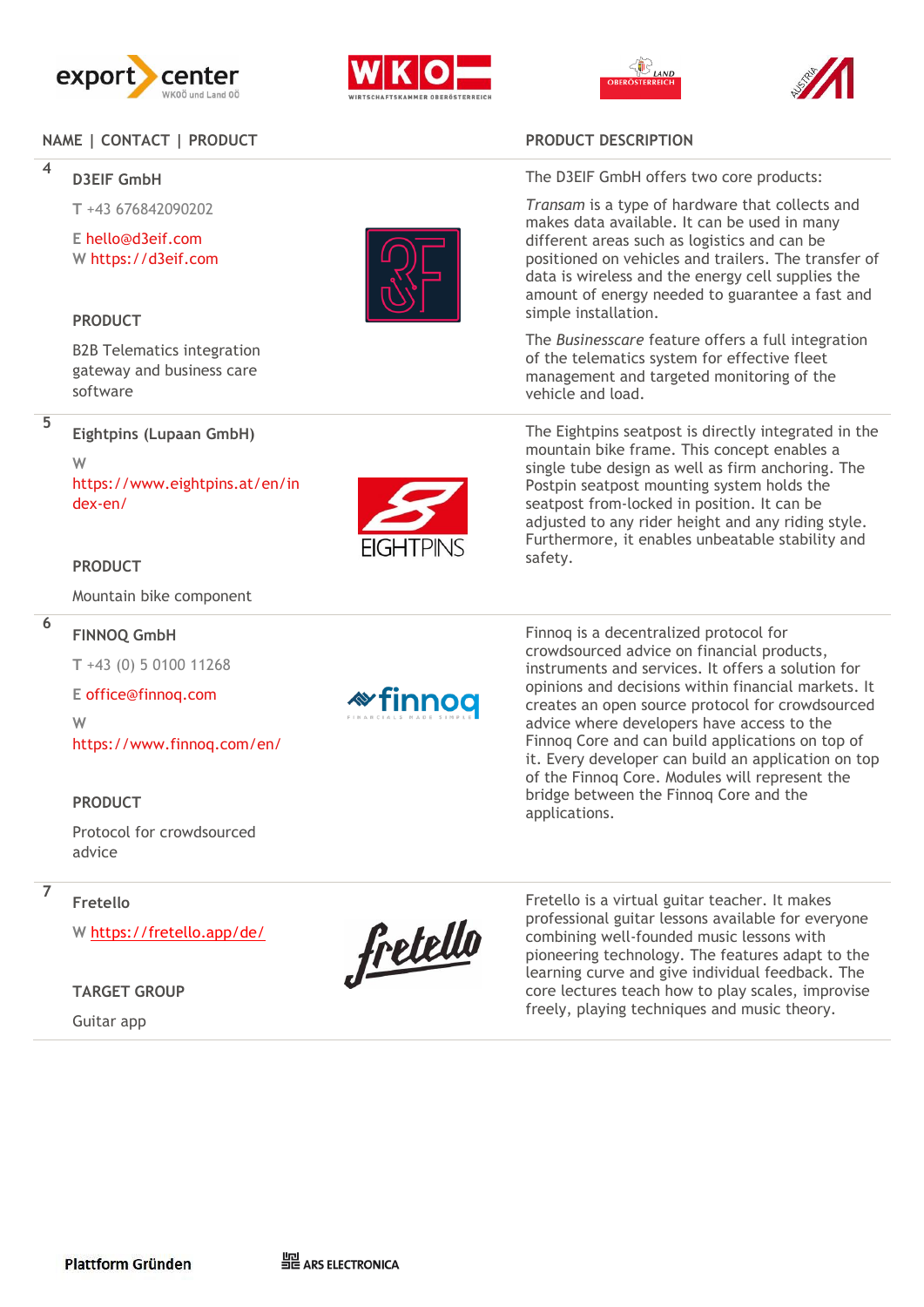| NAME \| CONTACT \| PRODUCT | | PRODUCT DESCRIPTION |
|---|---|---|
| 4 | **D3EIF GmbH**<br><br>T +43 676842090202<br><br>E hello@d3eif.com<br>W https://d3eif.com<br><br>**PRODUCT**<br><br>B2B Telematics integration gateway and business care software | The D3EIF GmbH offers two core products:<br><br>*Transam* is a type of hardware that collects and makes data available. It can be used in many different areas such as logistics and can be positioned on vehicles and trailers. The transfer of data is wireless and the energy cell supplies the amount of energy needed to guarantee a fast and simple installation.<br><br>The *Businesscare* feature offers a full integration of the telematics system for effective fleet management and targeted monitoring of the vehicle and load. |
| 5 | **Eightpins (Lupaan GmbH)**<br><br>W https://www.eightpins.at/en/index-en/<br><br>**PRODUCT**<br><br>Mountain bike component | The Eightpins seatpost is directly integrated in the mountain bike frame. This concept enables a single tube design as well as firm anchoring. The Postpin seatpost mounting system holds the seatpost from-locked in position. It can be adjusted to any rider height and any riding style. Furthermore, it enables unbeatable stability and safety. |
| 6 | **FINNOQ GmbH**<br><br>T +43 (0) 5 0100 11268<br><br>E office@finnoq.com<br><br>W https://www.finnoq.com/en/<br><br>**PRODUCT**<br><br>Protocol for crowdsourced advice | Finnoq is a decentralized protocol for crowdsourced advice on financial products, instruments and services. It offers a solution for opinions and decisions within financial markets. It creates an open source protocol for crowdsourced advice where developers have access to the Finnoq Core and can build applications on top of it. Every developer can build an application on top of the Finnoq Core. Modules will represent the bridge between the Finnoq Core and the applications. |
| 7 | **Fretello**<br><br>W https://fretello.app/de/<br><br>**TARGET GROUP**<br><br>Guitar app | Fretello is a virtual guitar teacher. It makes professional guitar lessons available for everyone combining well-founded music lessons with pioneering technology. The features adapt to the learning curve and give individual feedback. The core lectures teach how to play scales, improvise freely, playing techniques and music theory. |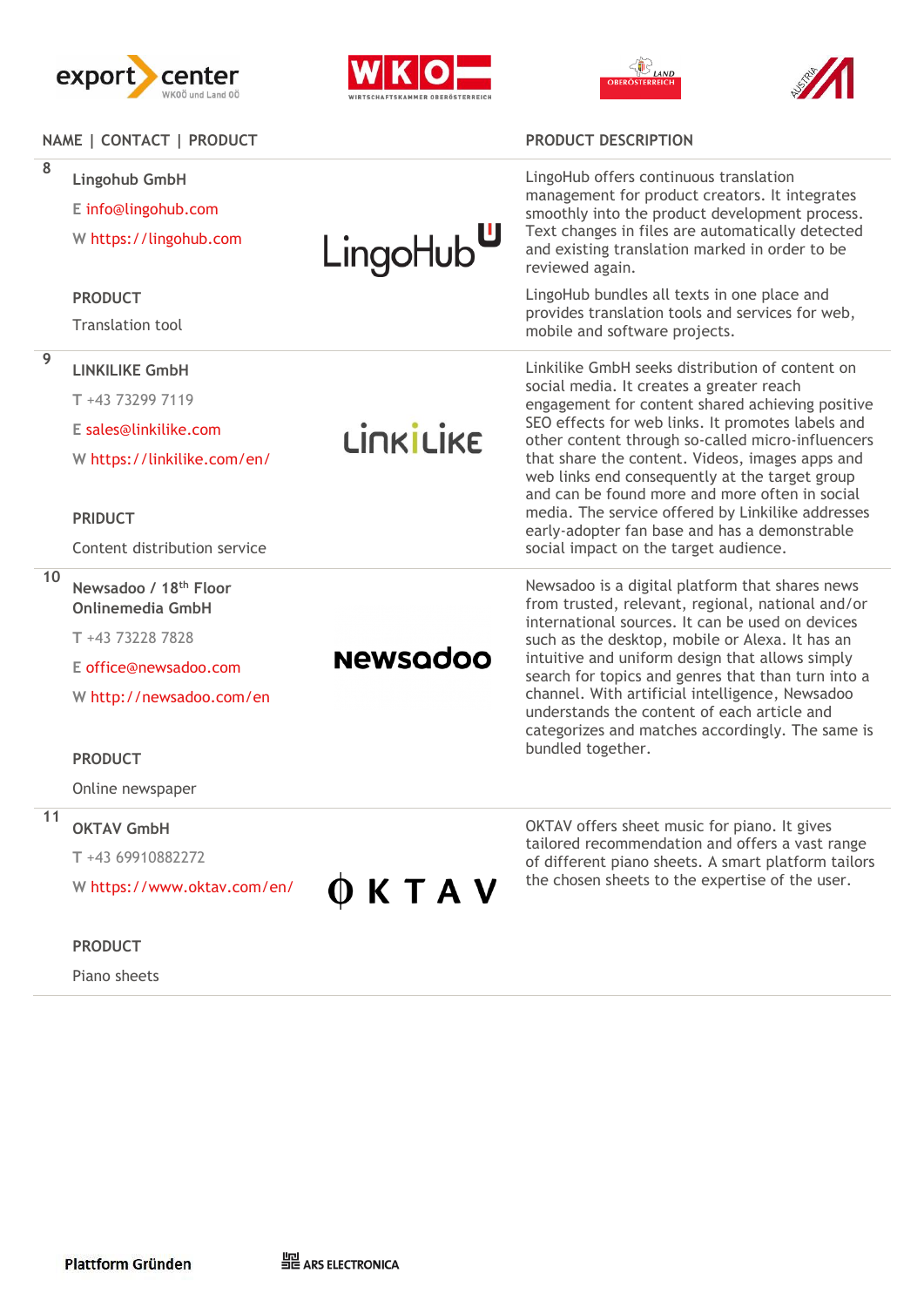| NAME \| CONTACT \| PRODUCT | | PRODUCT DESCRIPTION |
|---|---|---|
| **8** Lingohub GmbH<br>E info@lingohub.com<br>W https://lingohub.com<br><br>PRODUCT<br>Translation tool | LingoHub | LingoHub offers continuous translation management for product creators. It integrates smoothly into the product development process. Text changes in files are automatically detected and existing translation marked in order to be reviewed again.<br><br>LingoHub bundles all texts in one place and provides translation tools and services for web, mobile and software projects. |
| **9** LINKILIKE GmbH<br>T +43 73299 7119<br>E sales@linkilike.com<br>W https://linkilike.com/en/<br><br>PRIDUCT<br>Content distribution service | LinkiLike | Linkilike GmbH seeks distribution of content on social media. It creates a greater reach engagement for content shared achieving positive SEO effects for web links. It promotes labels and other content through so-called micro-influencers that share the content. Videos, images apps and web links end consequently at the target group and can be found more and more often in social media. The service offered by Linkilike addresses early-adopter fan base and has a demonstrable social impact on the target audience. |
| **10** Newsadoo / 18th Floor Onlinemedia GmbH<br>T +43 73228 7828<br>E office@newsadoo.com<br>W http://newsadoo.com/en<br><br>PRODUCT<br>Online newspaper | Newsadoo | Newsadoo is a digital platform that shares news from trusted, relevant, regional, national and/or international sources. It can be used on devices such as the desktop, mobile or Alexa. It has an intuitive and uniform design that allows simply search for topics and genres that than turn into a channel. With artificial intelligence, Newsadoo understands the content of each article and categorizes and matches accordingly. The same is bundled together. |
| **11** OKTAV GmbH<br>T +43 69910882272<br>W https://www.oktav.com/en/<br><br>PRODUCT<br>Piano sheets | OKTAV | OKTAV offers sheet music for piano. It gives tailored recommendation and offers a vast range of different piano sheets. A smart platform tailors the chosen sheets to the expertise of the user. |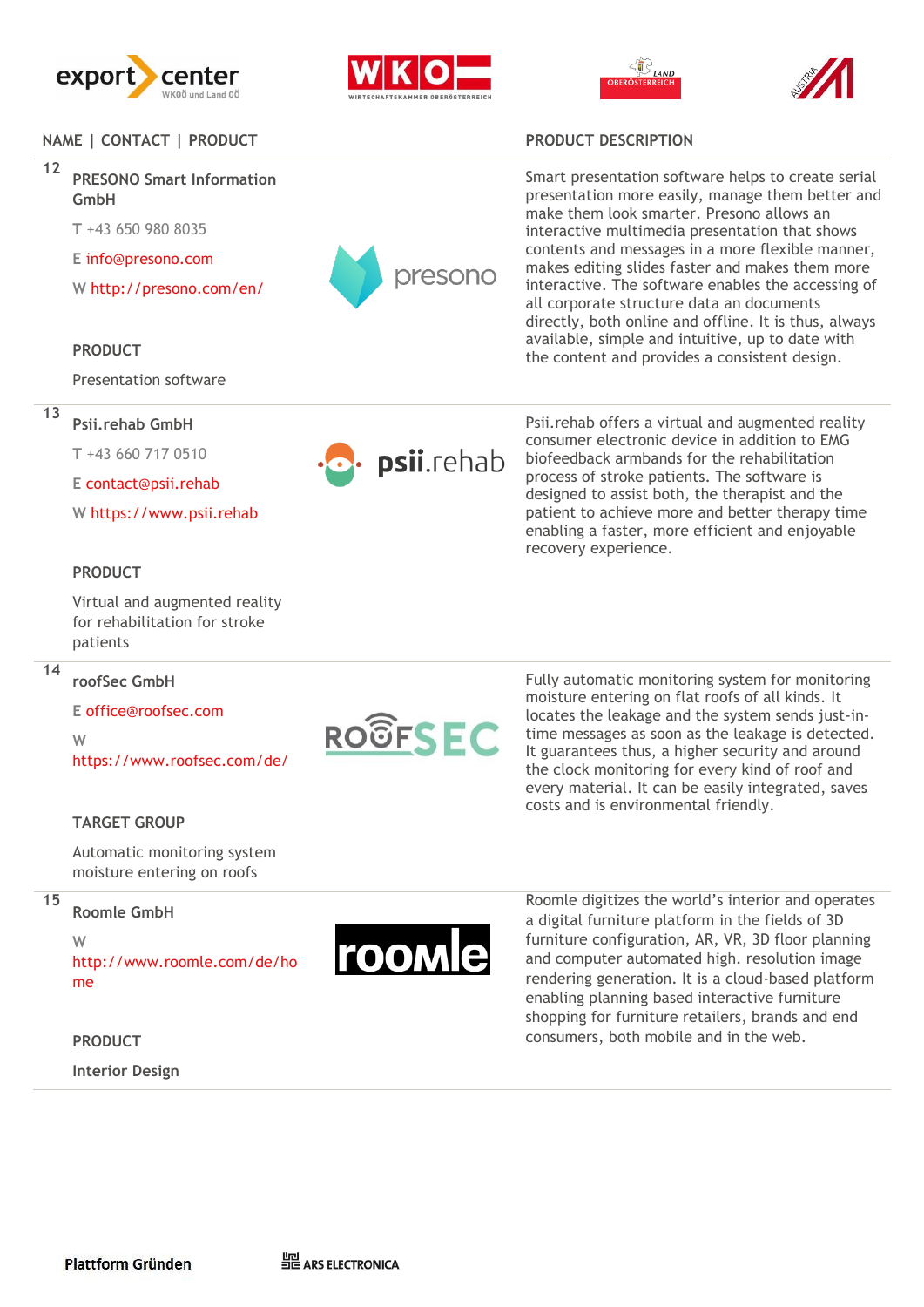| NAME \| CONTACT \| PRODUCT | PRODUCT DESCRIPTION |
|---|---|
| **12** **PRESONO Smart Information GmbH**<br>T +43 650 980 8035<br>E info@presono.com<br>W http://presono.com/en/<br><br>**PRODUCT**<br>Presentation software | Smart presentation software helps to create serial presentation more easily, manage them better and make them look smarter. Presono allows an interactive multimedia presentation that shows contents and messages in a more flexible manner, makes editing slides faster and makes them more interactive. The software enables the accessing of all corporate structure data an documents directly, both online and offline. It is thus, always available, simple and intuitive, up to date with the content and provides a consistent design. |
| **13** **Psii.rehab GmbH**<br>T +43 660 717 0510<br>E contact@psii.rehab<br>W https://www.psii.rehab<br><br>**PRODUCT**<br>Virtual and augmented reality for rehabilitation for stroke patients | Psii.rehab offers a virtual and augmented reality consumer electronic device in addition to EMG biofeedback armbands for the rehabilitation process of stroke patients. The software is designed to assist both, the therapist and the patient to achieve more and better therapy time enabling a faster, more efficient and enjoyable recovery experience. |
| **14** **roofSec GmbH**<br>E office@roofsec.com<br>W https://www.roofsec.com/de/<br><br>**TARGET GROUP**<br>Automatic monitoring system moisture entering on roofs | Fully automatic monitoring system for monitoring moisture entering on flat roofs of all kinds. It locates the leakage and the system sends just-in-time messages as soon as the leakage is detected. It guarantees thus, a higher security and around the clock monitoring for every kind of roof and every material. It can be easily integrated, saves costs and is environmental friendly. |
| **15** **Roomle GmbH**<br>W http://www.roomle.com/de/home<br><br>**PRODUCT**<br>Interior Design | Roomle digitizes the world's interior and operates a digital furniture platform in the fields of 3D furniture configuration, AR, VR, 3D floor planning and computer automated high. resolution image rendering generation. It is a cloud-based platform enabling planning based interactive furniture shopping for furniture retailers, brands and end consumers, both mobile and in the web. |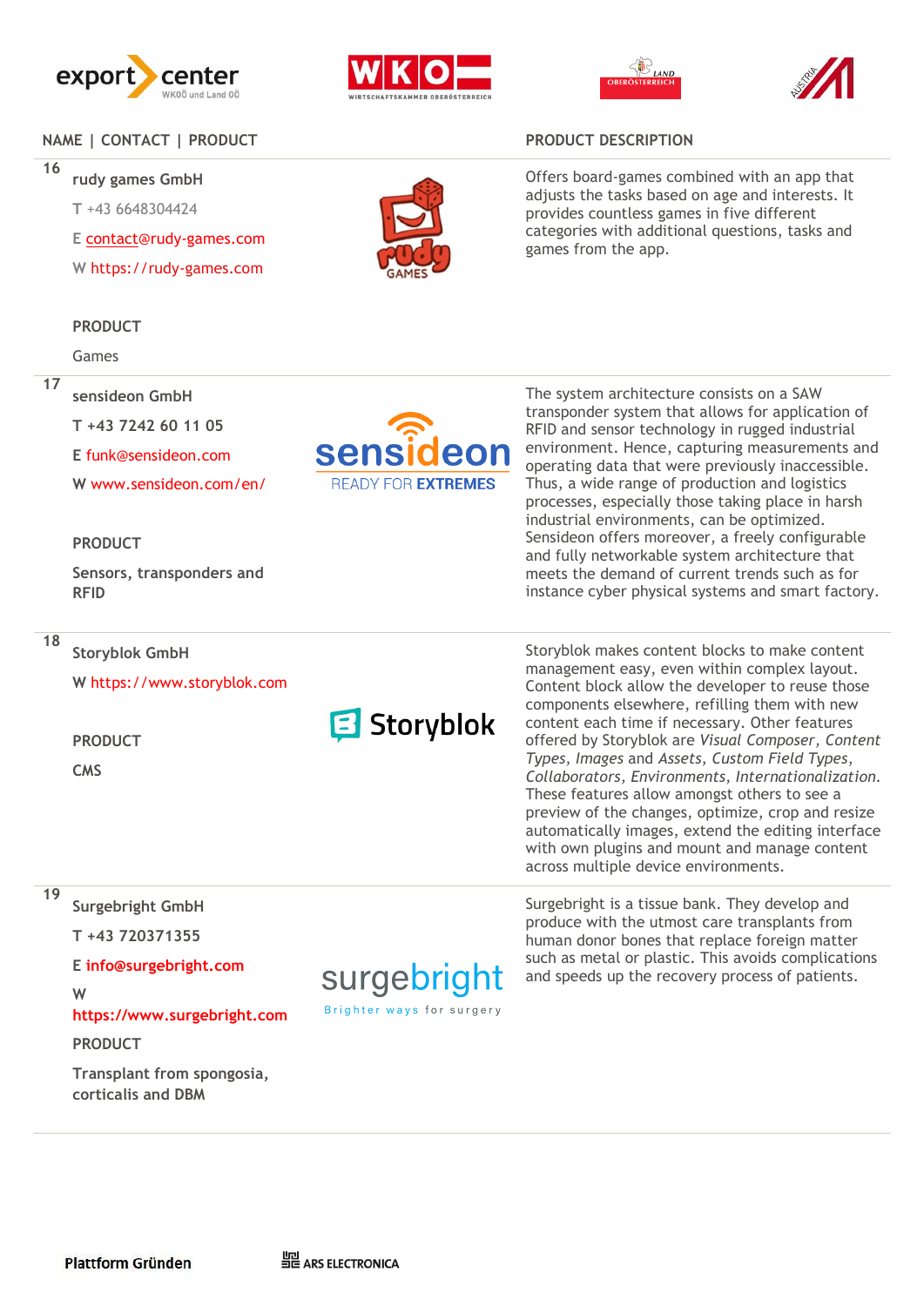| NAME \| CONTACT \| PRODUCT | PRODUCT DESCRIPTION |
|---|---|
| **16** rudy games GmbH<br>T +43 6648304424<br>E contact@rudy-games.com<br>W https://rudy-games.com<br><br>PRODUCT<br>Games | Offers board-games combined with an app that adjusts the tasks based on age and interests. It provides countless games in five different categories with additional questions, tasks and games from the app. |
| **17** sensideon GmbH<br>T +43 7242 60 11 05<br>E funk@sensideon.com<br>W www.sensideon.com/en/<br><br>PRODUCT<br>Sensors, transponders and RFID | The system architecture consists on a SAW transponder system that allows for application of RFID and sensor technology in rugged industrial environment. Hence, capturing measurements and operating data that were previously inaccessible. Thus, a wide range of production and logistics processes, especially those taking place in harsh industrial environments, can be optimized. Sensideon offers moreover, a freely configurable and fully networkable system architecture that meets the demand of current trends such as for instance cyber physical systems and smart factory. |
| **18** Storyblok GmbH<br>W https://www.storyblok.com<br><br>PRODUCT<br>CMS | Storyblok makes content blocks to make content management easy, even within complex layout. Content block allow the developer to reuse those components elsewhere, refilling them with new content each time if necessary. Other features offered by Storyblok are *Visual Composer*, *Content Types*, *Images* and *Assets*, *Custom Field Types*, *Collaborators*, *Environments*, *Internationalization*. These features allow amongst others to see a preview of the changes, optimize, crop and resize automatically images, extend the editing interface with own plugins and mount and manage content across multiple device environments. |
| **19** Surgebright GmbH<br>T +43 720371355<br>E info@surgebright.com<br>W https://www.surgebright.com<br><br>PRODUCT<br>Transplant from spongosia, corticalis and DBM | Surgebright is a tissue bank. They develop and produce with the utmost care transplants from human donor bones that replace foreign matter such as metal or plastic. This avoids complications and speeds up the recovery process of patients. |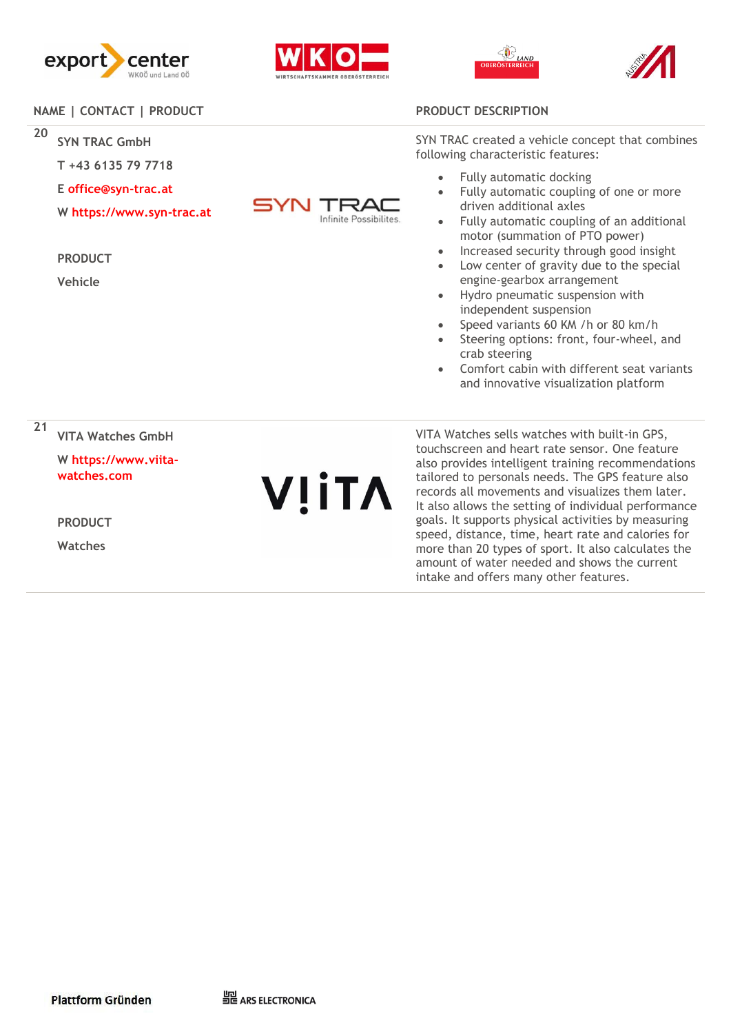| NAME \| CONTACT \| PRODUCT | | PRODUCT DESCRIPTION |
|---|---|---|
| 20 | **SYN TRAC GmbH**<br><br>T +43 6135 79 7718<br><br>E office@syn-trac.at<br><br>W https://www.syn-trac.at<br><br>**PRODUCT**<br><br>Vehicle | SYN TRAC created a vehicle concept that combines following characteristic features:<br><br>• Fully automatic docking<br>• Fully automatic coupling of one or more driven additional axles<br>• Fully automatic coupling of an additional motor (summation of PTO power)<br>• Increased security through good insight<br>• Low center of gravity due to the special engine-gearbox arrangement<br>• Hydro pneumatic suspension with independent suspension<br>• Speed variants 60 KM /h or 80 km/h<br>• Steering options: front, four-wheel, and crab steering<br>• Comfort cabin with different seat variants and innovative visualization platform |
| 21 | **VITA Watches GmbH**<br><br>W https://www.viita-watches.com<br><br>**PRODUCT**<br><br>Watches | VITA Watches sells watches with built-in GPS, touchscreen and heart rate sensor. One feature also provides intelligent training recommendations tailored to personals needs. The GPS feature also records all movements and visualizes them later. It also allows the setting of individual performance goals. It supports physical activities by measuring speed, distance, time, heart rate and calories for more than 20 types of sport. It also calculates the amount of water needed and shows the current intake and offers many other features. |